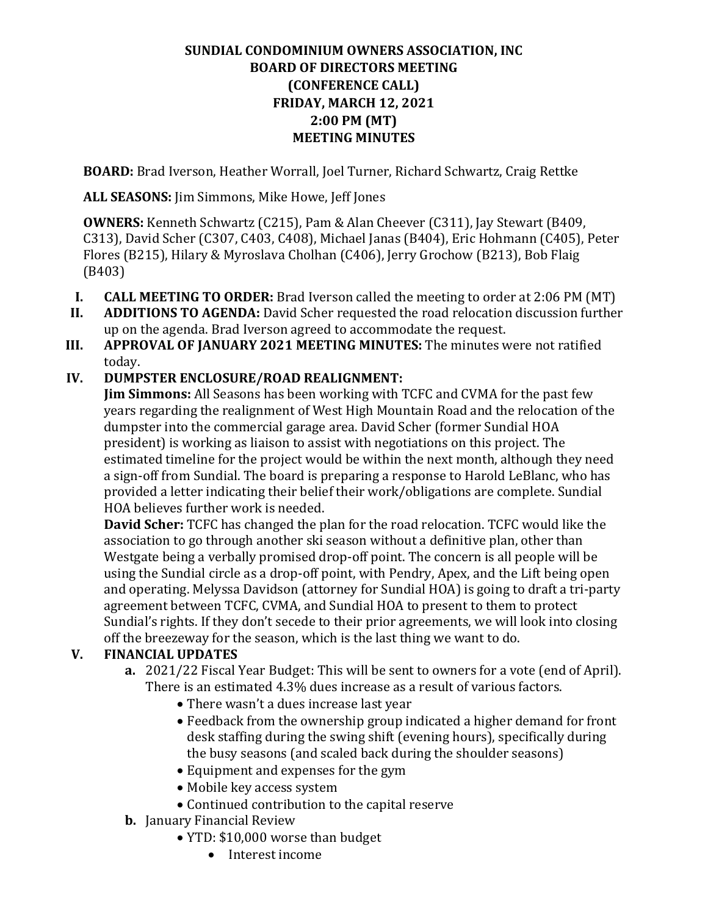**SUNDIAL CONDOMINIUM OWNERS ASSOCIATION, INC**
**BOARD OF DIRECTORS MEETING**
**(CONFERENCE CALL)**
**FRIDAY, MARCH 12, 2021**
**2:00 PM (MT)**
**MEETING MINUTES**

**BOARD:** Brad Iverson, Heather Worrall, Joel Turner, Richard Schwartz, Craig Rettke

**ALL SEASONS:** Jim Simmons, Mike Howe, Jeff Jones

**OWNERS:** Kenneth Schwartz (C215), Pam & Alan Cheever (C311), Jay Stewart (B409, C313), David Scher (C307, C403, C408), Michael Janas (B404), Eric Hohmann (C405), Peter Flores (B215), Hilary & Myroslava Cholhan (C406), Jerry Grochow (B213), Bob Flaig (B403)

I. **CALL MEETING TO ORDER:** Brad Iverson called the meeting to order at 2:06 PM (MT)

II. **ADDITIONS TO AGENDA:** David Scher requested the road relocation discussion further up on the agenda. Brad Iverson agreed to accommodate the request.

III. **APPROVAL OF JANUARY 2021 MEETING MINUTES:** The minutes were not ratified today.

IV. **DUMPSTER ENCLOSURE/ROAD REALIGNMENT:**

**Jim Simmons:** All Seasons has been working with TCFC and CVMA for the past few years regarding the realignment of West High Mountain Road and the relocation of the dumpster into the commercial garage area. David Scher (former Sundial HOA president) is working as liaison to assist with negotiations on this project. The estimated timeline for the project would be within the next month, although they need a sign-off from Sundial. The board is preparing a response to Harold LeBlanc, who has provided a letter indicating their belief their work/obligations are complete. Sundial HOA believes further work is needed.

**David Scher:** TCFC has changed the plan for the road relocation. TCFC would like the association to go through another ski season without a definitive plan, other than Westgate being a verbally promised drop-off point. The concern is all people will be using the Sundial circle as a drop-off point, with Pendry, Apex, and the Lift being open and operating. Melyssa Davidson (attorney for Sundial HOA) is going to draft a tri-party agreement between TCFC, CVMA, and Sundial HOA to present to them to protect Sundial's rights. If they don't secede to their prior agreements, we will look into closing off the breezeway for the season, which is the last thing we want to do.

V. **FINANCIAL UPDATES**

a. 2021/22 Fiscal Year Budget: This will be sent to owners for a vote (end of April). There is an estimated 4.3% dues increase as a result of various factors.
   - There wasn't a dues increase last year
   - Feedback from the ownership group indicated a higher demand for front desk staffing during the swing shift (evening hours), specifically during the busy seasons (and scaled back during the shoulder seasons)
   - Equipment and expenses for the gym
   - Mobile key access system
   - Continued contribution to the capital reserve

b. January Financial Review
   - YTD: $10,000 worse than budget
     - Interest income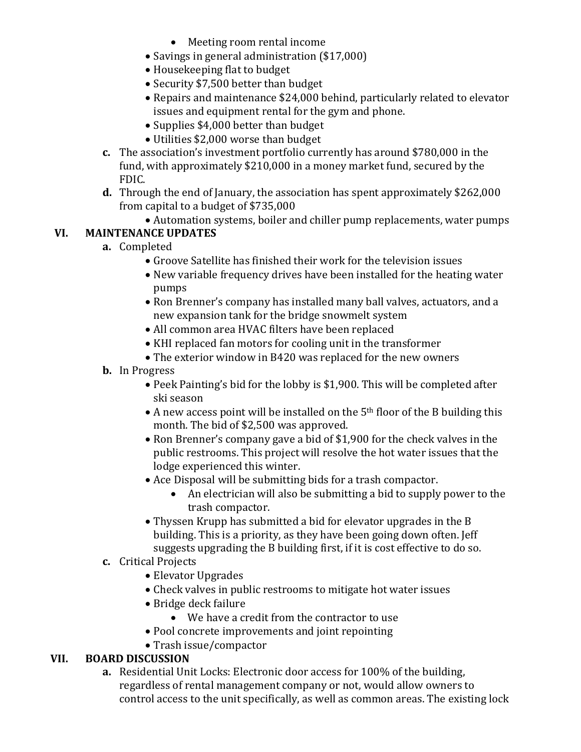- Meeting room rental income
- Savings in general administration ($17,000)
- Housekeeping flat to budget
- Security $7,500 better than budget
- Repairs and maintenance $24,000 behind, particularly related to elevator issues and equipment rental for the gym and phone.
- Supplies $4,000 better than budget
- Utilities $2,000 worse than budget

**c.** The association's investment portfolio currently has around $780,000 in the fund, with approximately $210,000 in a money market fund, secured by the FDIC.

**d.** Through the end of January, the association has spent approximately $262,000 from capital to a budget of $735,000

- Automation systems, boiler and chiller pump replacements, water pumps

## VI. MAINTENANCE UPDATES

**a.** Completed

- Groove Satellite has finished their work for the television issues
- New variable frequency drives have been installed for the heating water pumps
- Ron Brenner's company has installed many ball valves, actuators, and a new expansion tank for the bridge snowmelt system
- All common area HVAC filters have been replaced
- KHI replaced fan motors for cooling unit in the transformer
- The exterior window in B420 was replaced for the new owners

**b.** In Progress

- Peek Painting's bid for the lobby is $1,900. This will be completed after ski season
- A new access point will be installed on the 5th floor of the B building this month. The bid of $2,500 was approved.
- Ron Brenner's company gave a bid of $1,900 for the check valves in the public restrooms. This project will resolve the hot water issues that the lodge experienced this winter.
- Ace Disposal will be submitting bids for a trash compactor.
  - An electrician will also be submitting a bid to supply power to the trash compactor.
- Thyssen Krupp has submitted a bid for elevator upgrades in the B building. This is a priority, as they have been going down often. Jeff suggests upgrading the B building first, if it is cost effective to do so.

**c.** Critical Projects

- Elevator Upgrades
- Check valves in public restrooms to mitigate hot water issues
- Bridge deck failure
  - We have a credit from the contractor to use
- Pool concrete improvements and joint repointing
- Trash issue/compactor

## VII. BOARD DISCUSSION

**a.** Residential Unit Locks: Electronic door access for 100% of the building, regardless of rental management company or not, would allow owners to control access to the unit specifically, as well as common areas. The existing lock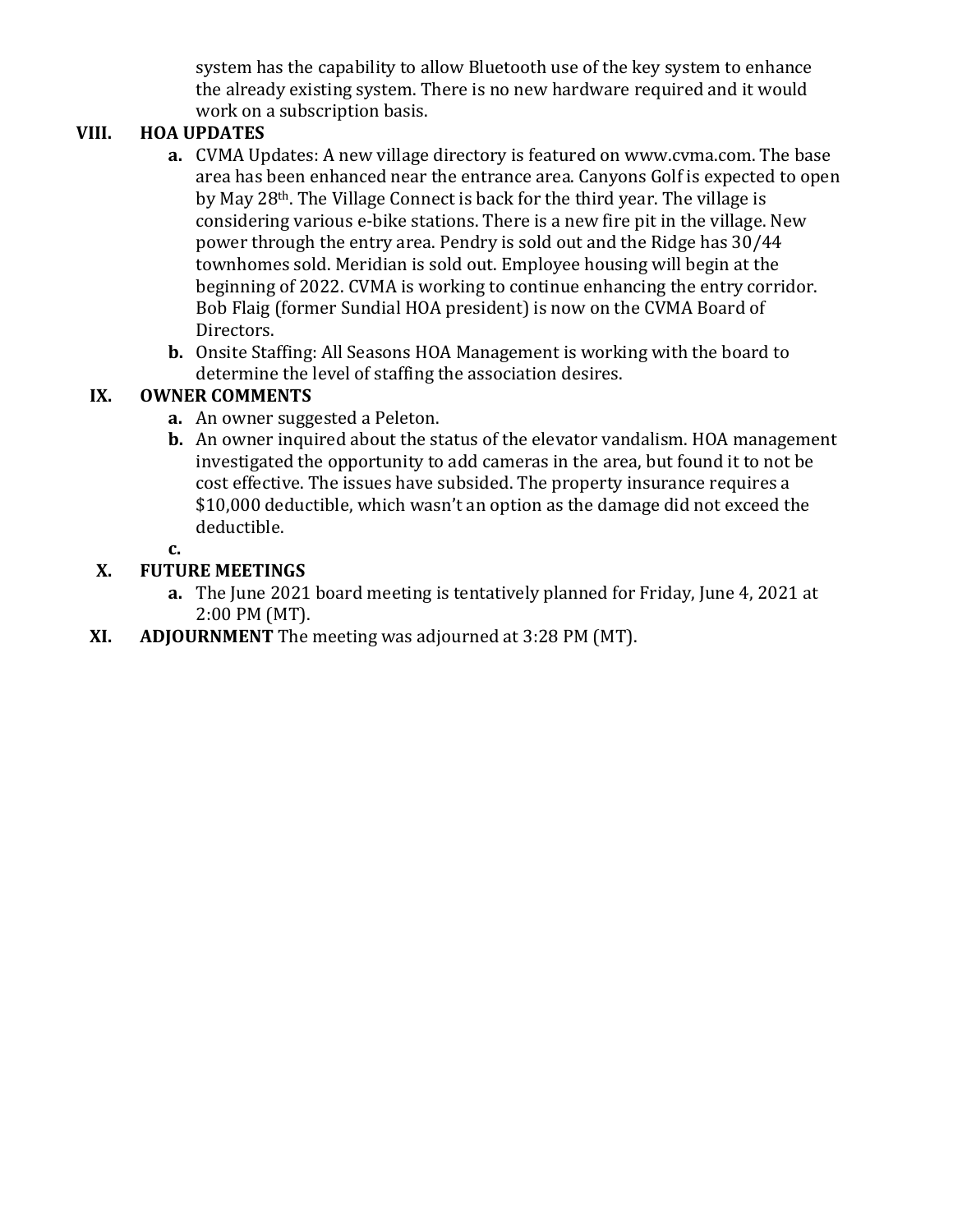system has the capability to allow Bluetooth use of the key system to enhance the already existing system. There is no new hardware required and it would work on a subscription basis.

## VIII. HOA UPDATES

**a.** CVMA Updates: A new village directory is featured on www.cvma.com. The base area has been enhanced near the entrance area. Canyons Golf is expected to open by May 28th. The Village Connect is back for the third year. The village is considering various e-bike stations. There is a new fire pit in the village. New power through the entry area. Pendry is sold out and the Ridge has 30/44 townhomes sold. Meridian is sold out. Employee housing will begin at the beginning of 2022. CVMA is working to continue enhancing the entry corridor. Bob Flaig (former Sundial HOA president) is now on the CVMA Board of Directors.

**b.** Onsite Staffing: All Seasons HOA Management is working with the board to determine the level of staffing the association desires.

## IX. OWNER COMMENTS

**a.** An owner suggested a Peleton.

**b.** An owner inquired about the status of the elevator vandalism. HOA management investigated the opportunity to add cameras in the area, but found it to not be cost effective. The issues have subsided. The property insurance requires a $10,000 deductible, which wasn't an option as the damage did not exceed the deductible.

**c.**

## X. FUTURE MEETINGS

**a.** The June 2021 board meeting is tentatively planned for Friday, June 4, 2021 at 2:00 PM (MT).

## XI. ADJOURNMENT

The meeting was adjourned at 3:28 PM (MT).